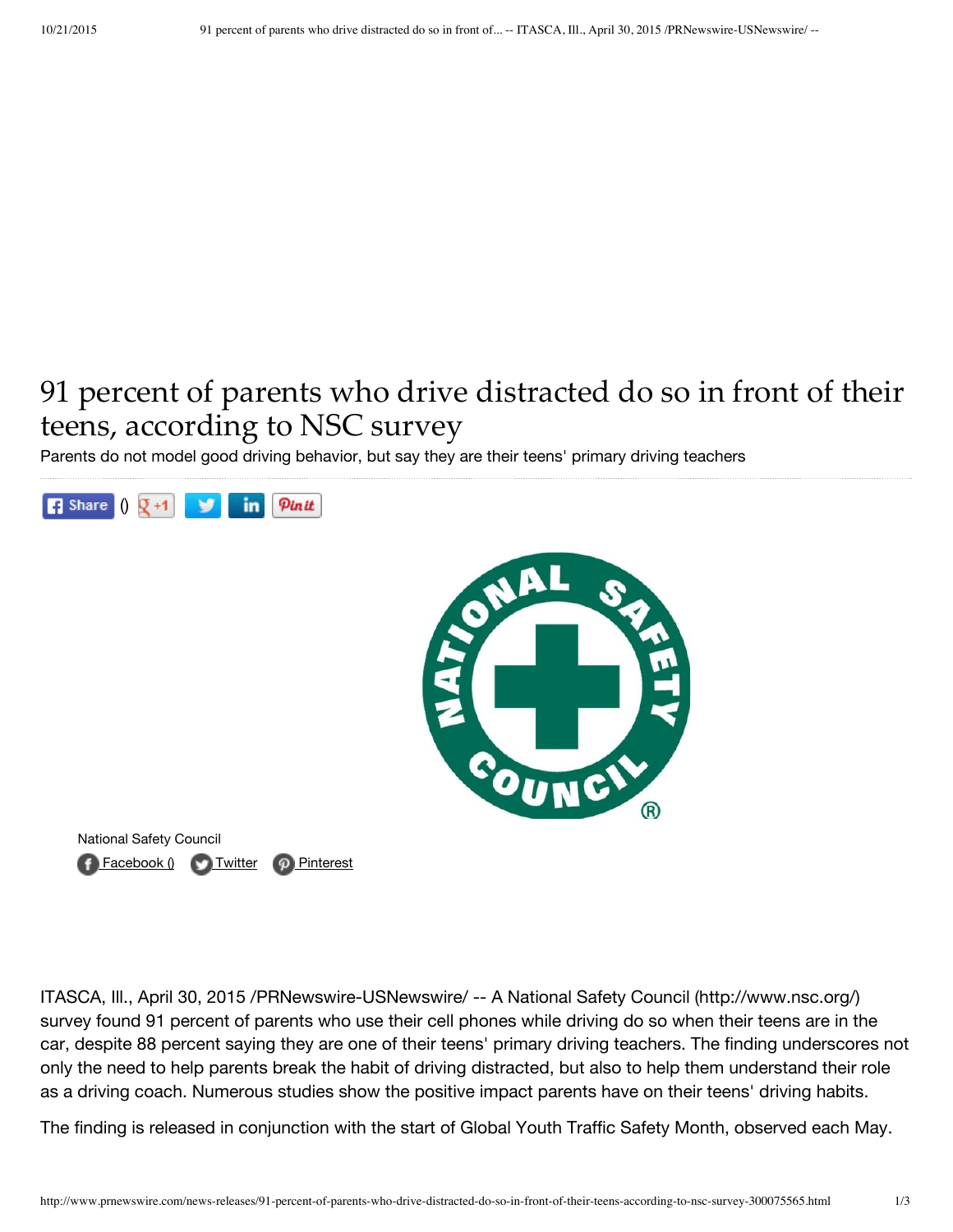# 91 percent of parents who drive distracted do so in front of their teens, according to NSC survey

Parents do not model good driving behavior, but say they are their teens' primary driving teachers

National Safety Council

Facebook () Twitter Pinterest

ITASCA, Ill., April 30, 2015 /PRNewswire-USNewswire/ -- A National Safety Council (http://www.nsc.org/) survey found 91 percent of parents who use their cell phones while driving do so when their teens are in the car, despite 88 percent saying they are one of their teens' primary driving teachers. The finding underscores not only the need to help parents break the habit of driving distracted, but also to help them understand their role as a driving coach. Numerous studies show the positive impact parents have on their teens' driving habits.

The finding is released in conjunction with the start of Global Youth Traffic Safety Month, observed each May.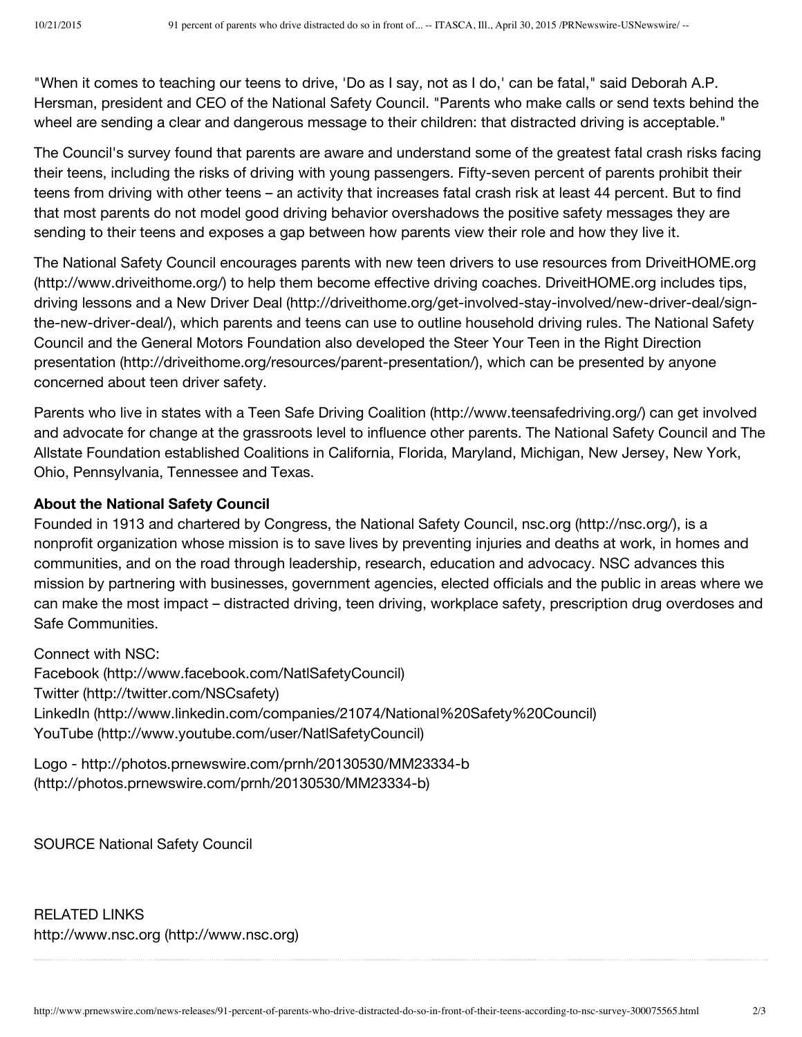"When it comes to teaching our teens to drive, 'Do as I say, not as I do,' can be fatal," said Deborah A.P. Hersman, president and CEO of the National Safety Council. "Parents who make calls or send texts behind the wheel are sending a clear and dangerous message to their children: that distracted driving is acceptable."

The Council's survey found that parents are aware and understand some of the greatest fatal crash risks facing their teens, including the risks of driving with young passengers. Fifty-seven percent of parents prohibit their teens from driving with other teens – an activity that increases fatal crash risk at least 44 percent. But to find that most parents do not model good driving behavior overshadows the positive safety messages they are sending to their teens and exposes a gap between how parents view their role and how they live it.

The National Safety Council encourages parents with new teen drivers to use resources from DriveitHOME.org (http://www.driveithome.org/) to help them become effective driving coaches. DriveitHOME.org includes tips, driving lessons and a New Driver Deal (http://driveithome.org/get-involved-stay-involved/new-driver-deal/sign-the-new-driver-deal/), which parents and teens can use to outline household driving rules. The National Safety Council and the General Motors Foundation also developed the Steer Your Teen in the Right Direction presentation (http://driveithome.org/resources/parent-presentation/), which can be presented by anyone concerned about teen driver safety.

Parents who live in states with a Teen Safe Driving Coalition (http://www.teensafedriving.org/) can get involved and advocate for change at the grassroots level to influence other parents. The National Safety Council and The Allstate Foundation established Coalitions in California, Florida, Maryland, Michigan, New Jersey, New York, Ohio, Pennsylvania, Tennessee and Texas.

**About the National Safety Council**
Founded in 1913 and chartered by Congress, the National Safety Council, nsc.org (http://nsc.org/), is a nonprofit organization whose mission is to save lives by preventing injuries and deaths at work, in homes and communities, and on the road through leadership, research, education and advocacy. NSC advances this mission by partnering with businesses, government agencies, elected officials and the public in areas where we can make the most impact – distracted driving, teen driving, workplace safety, prescription drug overdoses and Safe Communities.

Connect with NSC:
Facebook (http://www.facebook.com/NatlSafetyCouncil)
Twitter (http://twitter.com/NSCsafety)
LinkedIn (http://www.linkedin.com/companies/21074/National%20Safety%20Council)
YouTube (http://www.youtube.com/user/NatlSafetyCouncil)

Logo - http://photos.prnewswire.com/prnh/20130530/MM23334-b
(http://photos.prnewswire.com/prnh/20130530/MM23334-b)

SOURCE National Safety Council

RELATED LINKS
http://www.nsc.org (http://www.nsc.org)